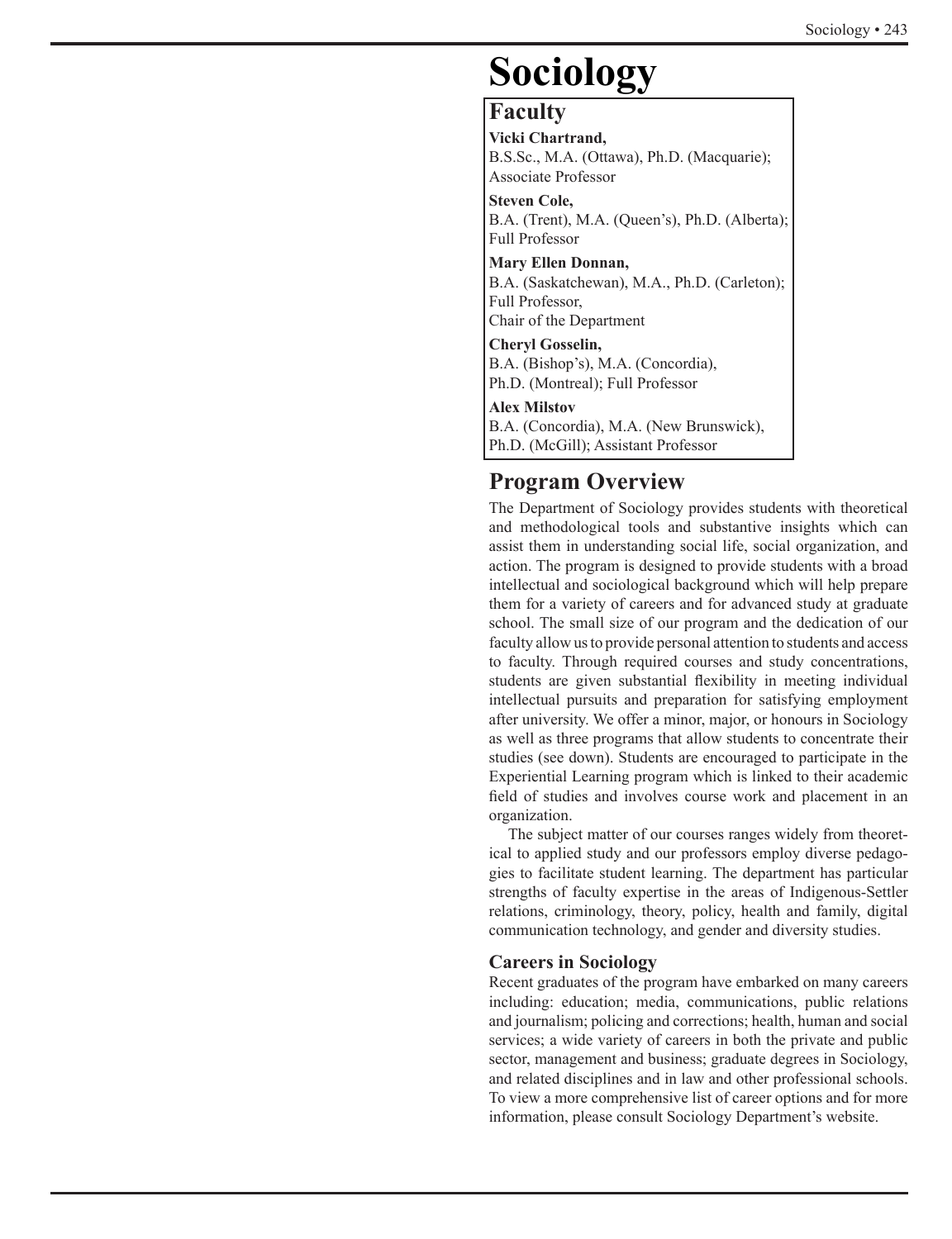# Sociology

## Faculty

**Vicki Chartrand,**
B.S.Sc., M.A. (Ottawa), Ph.D. (Macquarie);
Associate Professor

**Steven Cole,**
B.A. (Trent), M.A. (Queen's), Ph.D. (Alberta);
Full Professor

**Mary Ellen Donnan,**
B.A. (Saskatchewan), M.A., Ph.D. (Carleton);
Full Professor,
Chair of the Department

**Cheryl Gosselin,**
B.A. (Bishop's), M.A. (Concordia),
Ph.D. (Montreal); Full Professor

**Alex Milstov**
B.A. (Concordia), M.A. (New Brunswick),
Ph.D. (McGill); Assistant Professor

## Program Overview

The Department of Sociology provides students with theoretical and methodological tools and substantive insights which can assist them in understanding social life, social organization, and action. The program is designed to provide students with a broad intellectual and sociological background which will help prepare them for a variety of careers and for advanced study at graduate school. The small size of our program and the dedication of our faculty allow us to provide personal attention to students and access to faculty. Through required courses and study concentrations, students are given substantial flexibility in meeting individual intellectual pursuits and preparation for satisfying employment after university. We offer a minor, major, or honours in Sociology as well as three programs that allow students to concentrate their studies (see down). Students are encouraged to participate in the Experiential Learning program which is linked to their academic field of studies and involves course work and placement in an organization.

The subject matter of our courses ranges widely from theoretical to applied study and our professors employ diverse pedagogies to facilitate student learning. The department has particular strengths of faculty expertise in the areas of Indigenous-Settler relations, criminology, theory, policy, health and family, digital communication technology, and gender and diversity studies.

### Careers in Sociology

Recent graduates of the program have embarked on many careers including: education; media, communications, public relations and journalism; policing and corrections; health, human and social services; a wide variety of careers in both the private and public sector, management and business; graduate degrees in Sociology, and related disciplines and in law and other professional schools. To view a more comprehensive list of career options and for more information, please consult Sociology Department's website.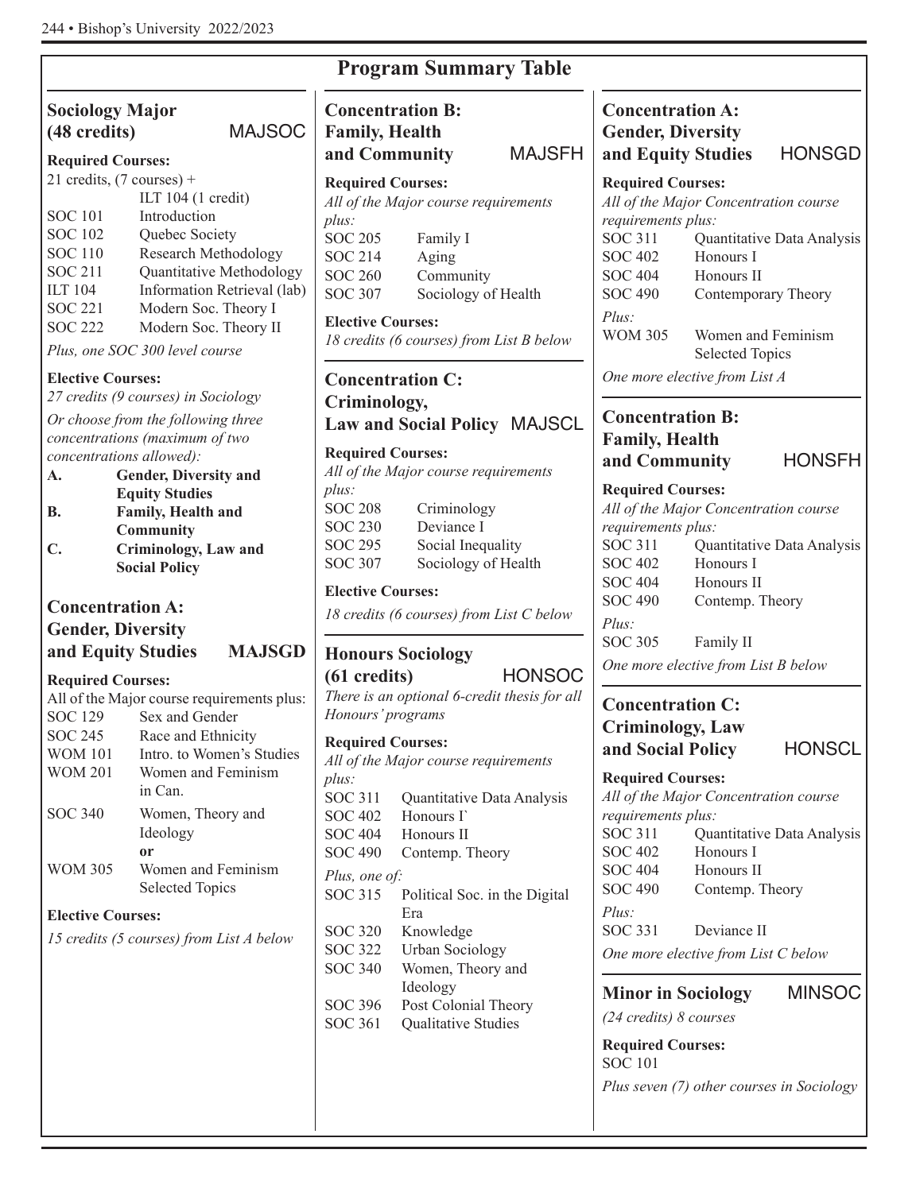# Program Summary Table

## Sociology Major (48 credits) MAJSOC

**Required Courses:**

21 credits, (7 courses) + ILT 104 (1 credit)

| | |
|---|---|
| SOC 101 | Introduction |
| SOC 102 | Quebec Society |
| SOC 110 | Research Methodology |
| SOC 211 | Quantitative Methodology |
| ILT 104 | Information Retrieval (lab) |
| SOC 221 | Modern Soc. Theory I |
| SOC 222 | Modern Soc. Theory II |

*Plus, one SOC 300 level course*

**Elective Courses:**

*27 credits (9 courses) in Sociology*

*Or choose from the following three concentrations (maximum of two concentrations allowed):*

- **A. Gender, Diversity and Equity Studies**
- **B. Family, Health and Community**
- **C. Criminology, Law and Social Policy**

## Concentration A: Gender, Diversity and Equity Studies MAJSGD

**Required Courses:**

All of the Major course requirements plus:

| | |
|---|---|
| SOC 129 | Sex and Gender |
| SOC 245 | Race and Ethnicity |
| WOM 101 | Intro. to Women's Studies |
| WOM 201 | Women and Feminism in Can. |
| SOC 340 | Women, Theory and Ideology |
| | **or** |
| WOM 305 | Women and Feminism Selected Topics |

**Elective Courses:**

*15 credits (5 courses) from List A below*

## Concentration B: Family, Health and Community MAJSFH

**Required Courses:**

*All of the Major course requirements plus:*

| | |
|---|---|
| SOC 205 | Family I |
| SOC 214 | Aging |
| SOC 260 | Community |
| SOC 307 | Sociology of Health |

**Elective Courses:**

*18 credits (6 courses) from List B below*

## Concentration C: Criminology, Law and Social Policy MAJSCL

**Required Courses:**

*All of the Major course requirements plus:*

| | |
|---|---|
| SOC 208 | Criminology |
| SOC 230 | Deviance I |
| SOC 295 | Social Inequality |
| SOC 307 | Sociology of Health |

**Elective Courses:**

*18 credits (6 courses) from List C below*

## Honours Sociology (61 credits) HONSOC

*There is an optional 6-credit thesis for all Honours' programs*

**Required Courses:**

*All of the Major course requirements plus:*

| | |
|---|---|
| SOC 311 | Quantitative Data Analysis |
| SOC 402 | Honours I` |
| SOC 404 | Honours II |
| SOC 490 | Contemp. Theory |

*Plus, one of:*

| | |
|---|---|
| SOC 315 | Political Soc. in the Digital Era |
| SOC 320 | Knowledge |
| SOC 322 | Urban Sociology |
| SOC 340 | Women, Theory and Ideology |
| SOC 396 | Post Colonial Theory |
| SOC 361 | Qualitative Studies |

## Concentration A: Gender, Diversity and Equity Studies HONSGD

**Required Courses:**

*All of the Major Concentration course requirements plus:*

| | |
|---|---|
| SOC 311 | Quantitative Data Analysis |
| SOC 402 | Honours I |
| SOC 404 | Honours II |
| SOC 490 | Contemporary Theory |

*Plus:*

| | |
|---|---|
| WOM 305 | Women and Feminism Selected Topics |

*One more elective from List A*

## Concentration B: Family, Health and Community HONSFH

**Required Courses:**

*All of the Major Concentration course requirements plus:*

| | |
|---|---|
| SOC 311 | Quantitative Data Analysis |
| SOC 402 | Honours I |
| SOC 404 | Honours II |
| SOC 490 | Contemp. Theory |

*Plus:*

| | |
|---|---|
| SOC 305 | Family II |

*One more elective from List B below*

## Concentration C: Criminology, Law and Social Policy HONSCL

**Required Courses:**

*All of the Major Concentration course requirements plus:*

| | |
|---|---|
| SOC 311 | Quantitative Data Analysis |
| SOC 402 | Honours I |
| SOC 404 | Honours II |
| SOC 490 | Contemp. Theory |

*Plus:*

| | |
|---|---|
| SOC 331 | Deviance II |

*One more elective from List C below*

## Minor in Sociology MINSOC

*(24 credits) 8 courses*

**Required Courses:**

SOC 101

*Plus seven (7) other courses in Sociology*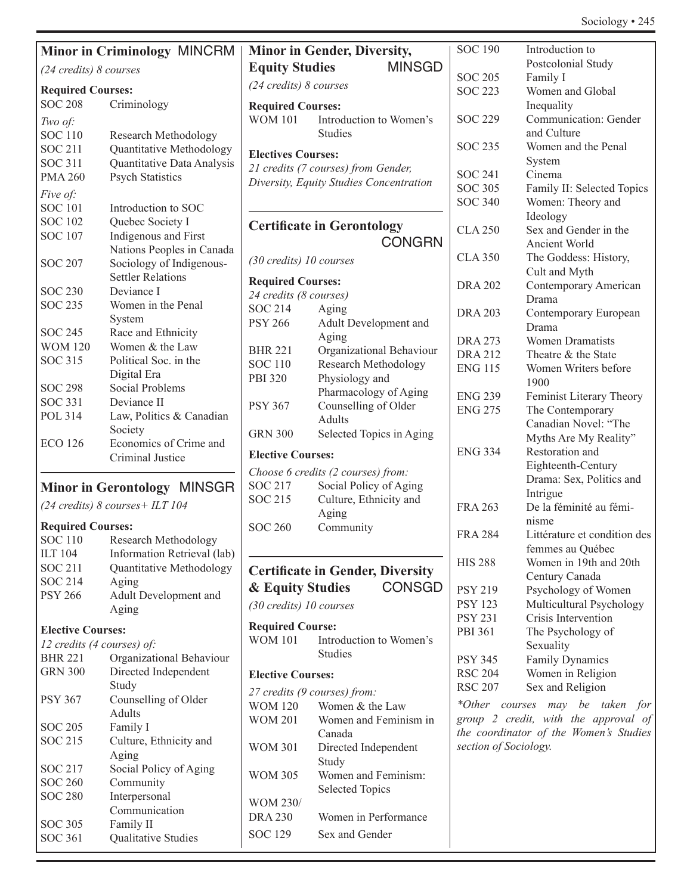## Minor in Criminology MINCRM

*(24 credits) 8 courses*

**Required Courses:**

| | |
|---|---|
| SOC 208 | Criminology |

*Two of:*

| | |
|---|---|
| SOC 110 | Research Methodology |
| SOC 211 | Quantitative Methodology |
| SOC 311 | Quantitative Data Analysis |
| PMA 260 | Psych Statistics |

*Five of:*

| | |
|---|---|
| SOC 101 | Introduction to SOC |
| SOC 102 | Quebec Society I |
| SOC 107 | Indigenous and First Nations Peoples in Canada |
| SOC 207 | Sociology of Indigenous-Settler Relations |
| SOC 230 | Deviance I |
| SOC 235 | Women in the Penal System |
| SOC 245 | Race and Ethnicity |
| WOM 120 | Women & the Law |
| SOC 315 | Political Soc. in the Digital Era |
| SOC 298 | Social Problems |
| SOC 331 | Deviance II |
| POL 314 | Law, Politics & Canadian Society |
| ECO 126 | Economics of Crime and Criminal Justice |

## Minor in Gerontology MINSGR

*(24 credits) 8 courses+ ILT 104*

**Required Courses:**

| | |
|---|---|
| SOC 110 | Research Methodology |
| ILT 104 | Information Retrieval (lab) |
| SOC 211 | Quantitative Methodology |
| SOC 214 | Aging |
| PSY 266 | Adult Development and Aging |

**Elective Courses:**

*12 credits (4 courses) of:*

| | |
|---|---|
| BHR 221 | Organizational Behaviour |
| GRN 300 | Directed Independent Study |
| PSY 367 | Counselling of Older Adults |
| SOC 205 | Family I |
| SOC 215 | Culture, Ethnicity and Aging |
| SOC 217 | Social Policy of Aging |
| SOC 260 | Community |
| SOC 280 | Interpersonal Communication |
| SOC 305 | Family II |
| SOC 361 | Qualitative Studies |

## Minor in Gender, Diversity, Equity Studies MINSGD

*(24 credits) 8 courses*

**Required Courses:**

| | |
|---|---|
| WOM 101 | Introduction to Women's Studies |

**Electives Courses:**

*21 credits (7 courses) from Gender, Diversity, Equity Studies Concentration*

## Certificate in Gerontology CONGRN

*(30 credits) 10 courses*

**Required Courses:**

*24 credits (8 courses)*

| | |
|---|---|
| SOC 214 | Aging |
| PSY 266 | Adult Development and Aging |
| BHR 221 | Organizational Behaviour |
| SOC 110 | Research Methodology |
| PBI 320 | Physiology and Pharmacology of Aging |
| PSY 367 | Counselling of Older Adults |
| GRN 300 | Selected Topics in Aging |

**Elective Courses:**

*Choose 6 credits (2 courses) from:*

| | |
|---|---|
| SOC 217 | Social Policy of Aging |
| SOC 215 | Culture, Ethnicity and Aging |
| SOC 260 | Community |

## Certificate in Gender, Diversity & Equity Studies CONSGD

*(30 credits) 10 courses*

**Required Course:**

| | |
|---|---|
| WOM 101 | Introduction to Women's Studies |

**Elective Courses:**

*27 credits (9 courses) from:*

| | |
|---|---|
| WOM 120 | Women & the Law |
| WOM 201 | Women and Feminism in Canada |
| WOM 301 | Directed Independent Study |
| WOM 305 | Women and Feminism: Selected Topics |
| WOM 230/ DRA 230 | Women in Performance |
| SOC 129 | Sex and Gender |
| SOC 190 | Introduction to Postcolonial Study |
| SOC 205 | Family I |
| SOC 223 | Women and Global Inequality |
| SOC 229 | Communication: Gender and Culture |
| SOC 235 | Women and the Penal System |
| SOC 241 | Cinema |
| SOC 305 | Family II: Selected Topics |
| SOC 340 | Women: Theory and Ideology |
| CLA 250 | Sex and Gender in the Ancient World |
| CLA 350 | The Goddess: History, Cult and Myth |
| DRA 202 | Contemporary American Drama |
| DRA 203 | Contemporary European Drama |
| DRA 273 | Women Dramatists |
| DRA 212 | Theatre & the State |
| ENG 115 | Women Writers before 1900 |
| ENG 239 | Feminist Literary Theory |
| ENG 275 | The Contemporary Canadian Novel: "The Myths Are My Reality" |
| ENG 334 | Restoration and Eighteenth-Century Drama: Sex, Politics and Intrigue |
| FRA 263 | De la féminité au féminisme |
| FRA 284 | Littérature et condition des femmes au Québec |
| HIS 288 | Women in 19th and 20th Century Canada |
| PSY 219 | Psychology of Women |
| PSY 123 | Multicultural Psychology |
| PSY 231 | Crisis Intervention |
| PBI 361 | The Psychology of Sexuality |
| PSY 345 | Family Dynamics |
| RSC 204 | Women in Religion |
| RSC 207 | Sex and Religion |

*\*Other courses may be taken for group 2 credit, with the approval of the coordinator of the Women's Studies section of Sociology.*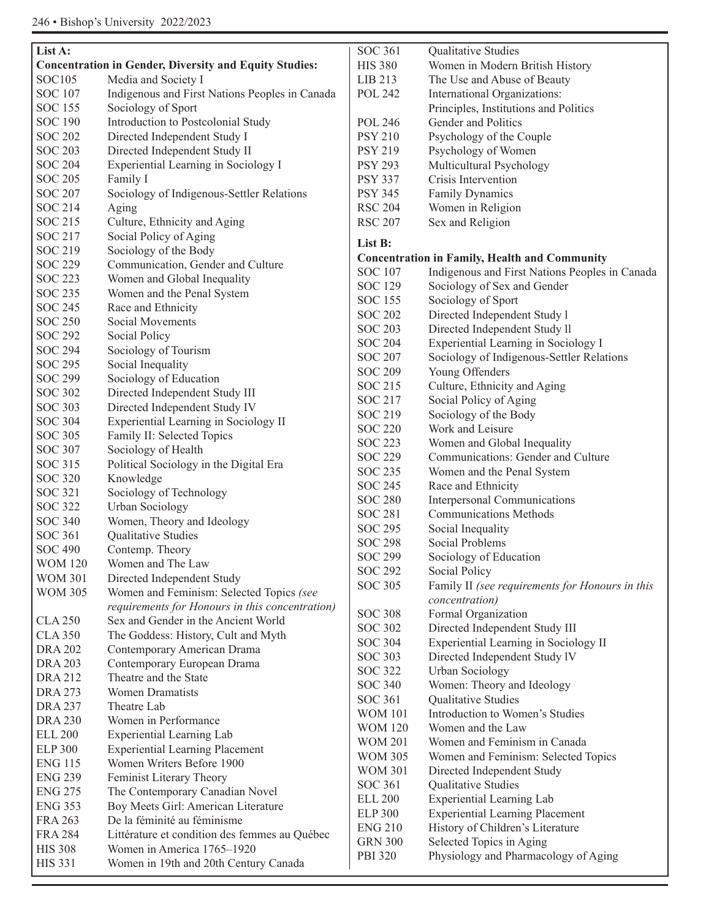**List A:**

**Concentration in Gender, Diversity and Equity Studies:**

| | |
|---|---|
| SOC105 | Media and Society I |
| SOC 107 | Indigenous and First Nations Peoples in Canada |
| SOC 155 | Sociology of Sport |
| SOC 190 | Introduction to Postcolonial Study |
| SOC 202 | Directed Independent Study I |
| SOC 203 | Directed Independent Study II |
| SOC 204 | Experiential Learning in Sociology I |
| SOC 205 | Family I |
| SOC 207 | Sociology of Indigenous-Settler Relations |
| SOC 214 | Aging |
| SOC 215 | Culture, Ethnicity and Aging |
| SOC 217 | Social Policy of Aging |
| SOC 219 | Sociology of the Body |
| SOC 229 | Communication, Gender and Culture |
| SOC 223 | Women and Global Inequality |
| SOC 235 | Women and the Penal System |
| SOC 245 | Race and Ethnicity |
| SOC 250 | Social Movements |
| SOC 292 | Social Policy |
| SOC 294 | Sociology of Tourism |
| SOC 295 | Social Inequality |
| SOC 299 | Sociology of Education |
| SOC 302 | Directed Independent Study III |
| SOC 303 | Directed Independent Study IV |
| SOC 304 | Experiential Learning in Sociology II |
| SOC 305 | Family II: Selected Topics |
| SOC 307 | Sociology of Health |
| SOC 315 | Political Sociology in the Digital Era |
| SOC 320 | Knowledge |
| SOC 321 | Sociology of Technology |
| SOC 322 | Urban Sociology |
| SOC 340 | Women, Theory and Ideology |
| SOC 361 | Qualitative Studies |
| SOC 490 | Contemp. Theory |
| WOM 120 | Women and The Law |
| WOM 301 | Directed Independent Study |
| WOM 305 | Women and Feminism: Selected Topics *(see requirements for Honours in this concentration)* |
| CLA 250 | Sex and Gender in the Ancient World |
| CLA 350 | The Goddess: History, Cult and Myth |
| DRA 202 | Contemporary American Drama |
| DRA 203 | Contemporary European Drama |
| DRA 212 | Theatre and the State |
| DRA 273 | Women Dramatists |
| DRA 237 | Theatre Lab |
| DRA 230 | Women in Performance |
| ELL 200 | Experiential Learning Lab |
| ELP 300 | Experiential Learning Placement |
| ENG 115 | Women Writers Before 1900 |
| ENG 239 | Feminist Literary Theory |
| ENG 275 | The Contemporary Canadian Novel |
| ENG 353 | Boy Meets Girl: American Literature |
| FRA 263 | De la féminité au féminisme |
| FRA 284 | Littérature et condition des femmes au Québec |
| HIS 308 | Women in America 1765–1920 |
| HIS 331 | Women in 19th and 20th Century Canada |
| SOC 361 | Qualitative Studies |
| HIS 380 | Women in Modern British History |
| LIB 213 | The Use and Abuse of Beauty |
| POL 242 | International Organizations: Principles, Institutions and Politics |
| POL 246 | Gender and Politics |
| PSY 210 | Psychology of the Couple |
| PSY 219 | Psychology of Women |
| PSY 293 | Multicultural Psychology |
| PSY 337 | Crisis Intervention |
| PSY 345 | Family Dynamics |
| RSC 204 | Women in Religion |
| RSC 207 | Sex and Religion |

**List B:**

**Concentration in Family, Health and Community**

| | |
|---|---|
| SOC 107 | Indigenous and First Nations Peoples in Canada |
| SOC 129 | Sociology of Sex and Gender |
| SOC 155 | Sociology of Sport |
| SOC 202 | Directed Independent Study l |
| SOC 203 | Directed Independent Study ll |
| SOC 204 | Experiential Learning in Sociology I |
| SOC 207 | Sociology of Indigenous-Settler Relations |
| SOC 209 | Young Offenders |
| SOC 215 | Culture, Ethnicity and Aging |
| SOC 217 | Social Policy of Aging |
| SOC 219 | Sociology of the Body |
| SOC 220 | Work and Leisure |
| SOC 223 | Women and Global Inequality |
| SOC 229 | Communications: Gender and Culture |
| SOC 235 | Women and the Penal System |
| SOC 245 | Race and Ethnicity |
| SOC 280 | Interpersonal Communications |
| SOC 281 | Communications Methods |
| SOC 295 | Social Inequality |
| SOC 298 | Social Problems |
| SOC 299 | Sociology of Education |
| SOC 292 | Social Policy |
| SOC 305 | Family II *(see requirements for Honours in this concentration)* |
| SOC 308 | Formal Organization |
| SOC 302 | Directed Independent Study III |
| SOC 304 | Experiential Learning in Sociology II |
| SOC 303 | Directed Independent Study lV |
| SOC 322 | Urban Sociology |
| SOC 340 | Women: Theory and Ideology |
| SOC 361 | Qualitative Studies |
| WOM 101 | Introduction to Women's Studies |
| WOM 120 | Women and the Law |
| WOM 201 | Women and Feminism in Canada |
| WOM 305 | Women and Feminism: Selected Topics |
| WOM 301 | Directed Independent Study |
| SOC 361 | Qualitative Studies |
| ELL 200 | Experiential Learning Lab |
| ELP 300 | Experiential Learning Placement |
| ENG 210 | History of Children's Literature |
| GRN 300 | Selected Topics in Aging |
| PBI 320 | Physiology and Pharmacology of Aging |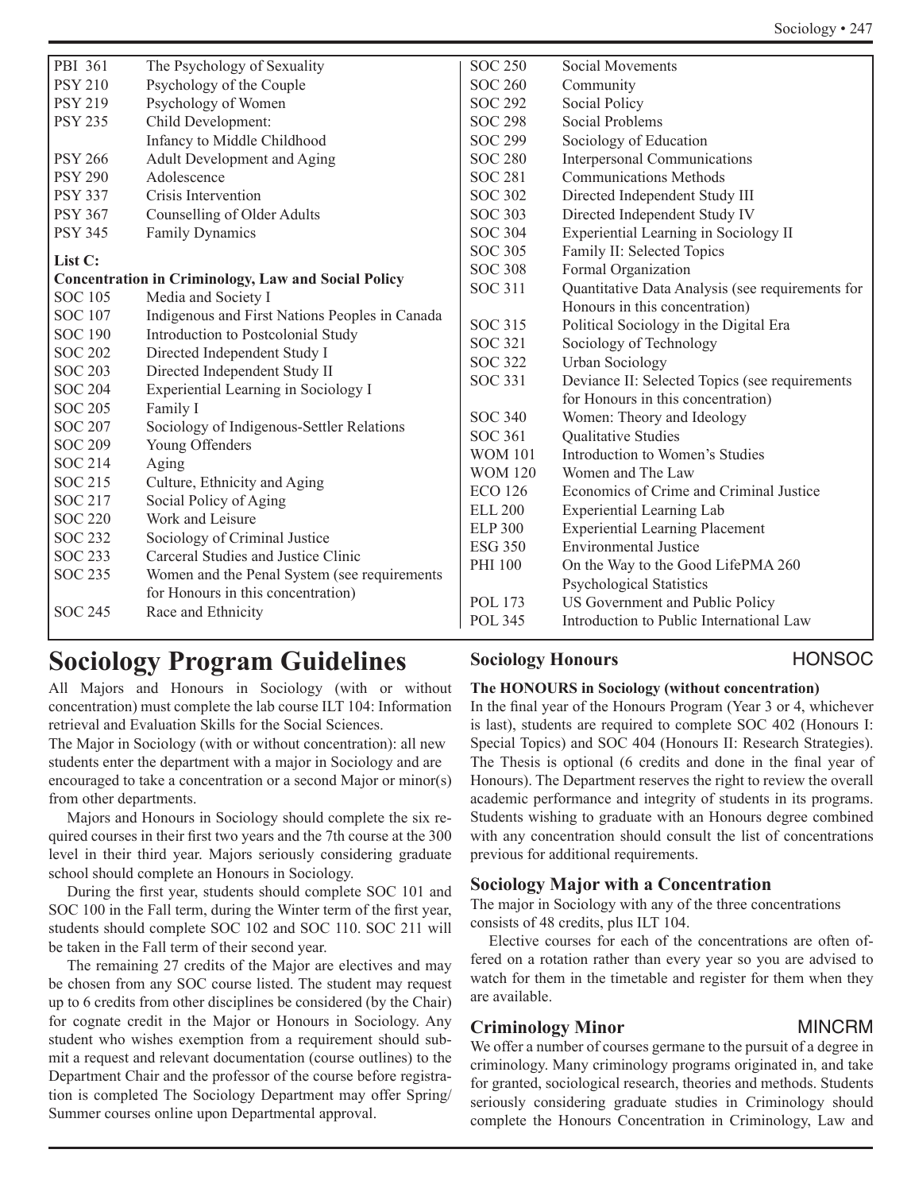| | |
|---|---|
| PBI 361 | The Psychology of Sexuality |
| PSY 210 | Psychology of the Couple |
| PSY 219 | Psychology of Women |
| PSY 235 | Child Development: Infancy to Middle Childhood |
| PSY 266 | Adult Development and Aging |
| PSY 290 | Adolescence |
| PSY 337 | Crisis Intervention |
| PSY 367 | Counselling of Older Adults |
| PSY 345 | Family Dynamics |

**List C:**

**Concentration in Criminology, Law and Social Policy**

| | |
|---|---|
| SOC 105 | Media and Society I |
| SOC 107 | Indigenous and First Nations Peoples in Canada |
| SOC 190 | Introduction to Postcolonial Study |
| SOC 202 | Directed Independent Study I |
| SOC 203 | Directed Independent Study II |
| SOC 204 | Experiential Learning in Sociology I |
| SOC 205 | Family I |
| SOC 207 | Sociology of Indigenous-Settler Relations |
| SOC 209 | Young Offenders |
| SOC 214 | Aging |
| SOC 215 | Culture, Ethnicity and Aging |
| SOC 217 | Social Policy of Aging |
| SOC 220 | Work and Leisure |
| SOC 232 | Sociology of Criminal Justice |
| SOC 233 | Carceral Studies and Justice Clinic |
| SOC 235 | Women and the Penal System (see requirements for Honours in this concentration) |
| SOC 245 | Race and Ethnicity |
| SOC 250 | Social Movements |
| SOC 260 | Community |
| SOC 292 | Social Policy |
| SOC 298 | Social Problems |
| SOC 299 | Sociology of Education |
| SOC 280 | Interpersonal Communications |
| SOC 281 | Communications Methods |
| SOC 302 | Directed Independent Study III |
| SOC 303 | Directed Independent Study IV |
| SOC 304 | Experiential Learning in Sociology II |
| SOC 305 | Family II: Selected Topics |
| SOC 308 | Formal Organization |
| SOC 311 | Quantitative Data Analysis (see requirements for Honours in this concentration) |
| SOC 315 | Political Sociology in the Digital Era |
| SOC 321 | Sociology of Technology |
| SOC 322 | Urban Sociology |
| SOC 331 | Deviance II: Selected Topics (see requirements for Honours in this concentration) |
| SOC 340 | Women: Theory and Ideology |
| SOC 361 | Qualitative Studies |
| WOM 101 | Introduction to Women's Studies |
| WOM 120 | Women and The Law |
| ECO 126 | Economics of Crime and Criminal Justice |
| ELL 200 | Experiential Learning Lab |
| ELP 300 | Experiential Learning Placement |
| ESG 350 | Environmental Justice |
| PHI 100 | On the Way to the Good LifePMA 260 Psychological Statistics |
| POL 173 | US Government and Public Policy |
| POL 345 | Introduction to Public International Law |

# Sociology Program Guidelines

All Majors and Honours in Sociology (with or without concentration) must complete the lab course ILT 104: Information retrieval and Evaluation Skills for the Social Sciences.

The Major in Sociology (with or without concentration): all new students enter the department with a major in Sociology and are encouraged to take a concentration or a second Major or minor(s) from other departments.

Majors and Honours in Sociology should complete the six required courses in their first two years and the 7th course at the 300 level in their third year. Majors seriously considering graduate school should complete an Honours in Sociology.

During the first year, students should complete SOC 101 and SOC 100 in the Fall term, during the Winter term of the first year, students should complete SOC 102 and SOC 110. SOC 211 will be taken in the Fall term of their second year.

The remaining 27 credits of the Major are electives and may be chosen from any SOC course listed. The student may request up to 6 credits from other disciplines be considered (by the Chair) for cognate credit in the Major or Honours in Sociology. Any student who wishes exemption from a requirement should submit a request and relevant documentation (course outlines) to the Department Chair and the professor of the course before registration is completed The Sociology Department may offer Spring/Summer courses online upon Departmental approval.

## Sociology Honours — HONSOC

**The HONOURS in Sociology (without concentration)**

In the final year of the Honours Program (Year 3 or 4, whichever is last), students are required to complete SOC 402 (Honours I: Special Topics) and SOC 404 (Honours II: Research Strategies). The Thesis is optional (6 credits and done in the final year of Honours). The Department reserves the right to review the overall academic performance and integrity of students in its programs. Students wishing to graduate with an Honours degree combined with any concentration should consult the list of concentrations previous for additional requirements.

## Sociology Major with a Concentration

The major in Sociology with any of the three concentrations consists of 48 credits, plus ILT 104.

Elective courses for each of the concentrations are often offered on a rotation rather than every year so you are advised to watch for them in the timetable and register for them when they are available.

## Criminology Minor — MINCRM

We offer a number of courses germane to the pursuit of a degree in criminology. Many criminology programs originated in, and take for granted, sociological research, theories and methods. Students seriously considering graduate studies in Criminology should complete the Honours Concentration in Criminology, Law and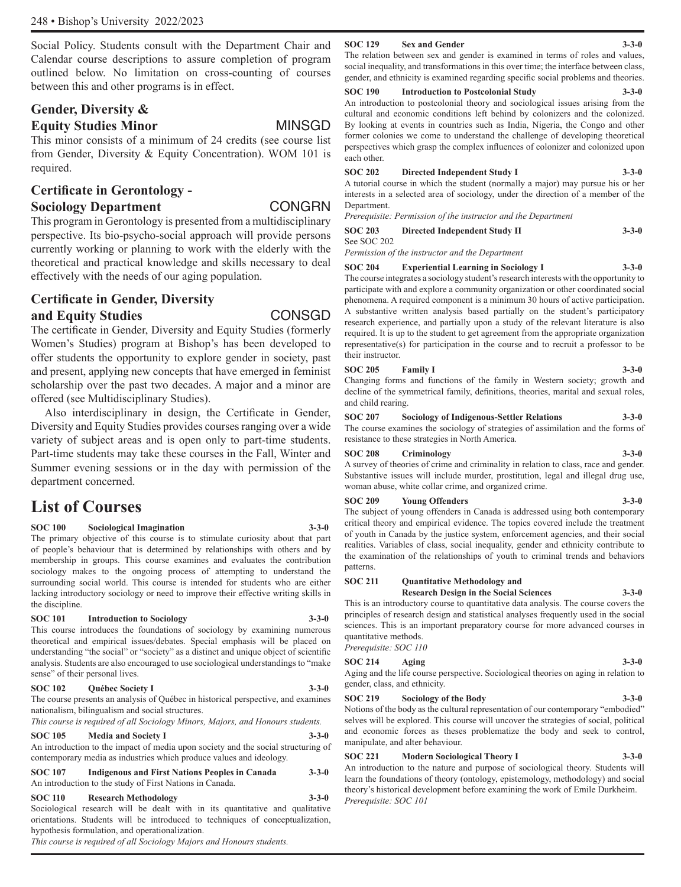Social Policy. Students consult with the Department Chair and Calendar course descriptions to assure completion of program outlined below. No limitation on cross-counting of courses between this and other programs is in effect.

### Gender, Diversity & Equity Studies Minor — MINSGD

This minor consists of a minimum of 24 credits (see course list from Gender, Diversity & Equity Concentration). WOM 101 is required.

### Certificate in Gerontology - Sociology Department — CONGRN

This program in Gerontology is presented from a multidisciplinary perspective. Its bio-psycho-social approach will provide persons currently working or planning to work with the elderly with the theoretical and practical knowledge and skills necessary to deal effectively with the needs of our aging population.

### Certificate in Gender, Diversity and Equity Studies — CONSGD

The certificate in Gender, Diversity and Equity Studies (formerly Women's Studies) program at Bishop's has been developed to offer students the opportunity to explore gender in society, past and present, applying new concepts that have emerged in feminist scholarship over the past two decades. A major and a minor are offered (see Multidisciplinary Studies).

Also interdisciplinary in design, the Certificate in Gender, Diversity and Equity Studies provides courses ranging over a wide variety of subject areas and is open only to part-time students. Part-time students may take these courses in the Fall, Winter and Summer evening sessions or in the day with permission of the department concerned.

## List of Courses

**SOC 100 Sociological Imagination 3-3-0**
The primary objective of this course is to stimulate curiosity about that part of people's behaviour that is determined by relationships with others and by membership in groups. This course examines and evaluates the contribution sociology makes to the ongoing process of attempting to understand the surrounding social world. This course is intended for students who are either lacking introductory sociology or need to improve their effective writing skills in the discipline.

**SOC 101 Introduction to Sociology 3-3-0**
This course introduces the foundations of sociology by examining numerous theoretical and empirical issues/debates. Special emphasis will be placed on understanding "the social" or "society" as a distinct and unique object of scientific analysis. Students are also encouraged to use sociological understandings to "make sense" of their personal lives.

**SOC 102 Québec Society I 3-3-0**
The course presents an analysis of Québec in historical perspective, and examines nationalism, bilingualism and social structures.
*This course is required of all Sociology Minors, Majors, and Honours students.*

**SOC 105 Media and Society I 3-3-0**
An introduction to the impact of media upon society and the social structuring of contemporary media as industries which produce values and ideology.

**SOC 107 Indigenous and First Nations Peoples in Canada 3-3-0**
An introduction to the study of First Nations in Canada.

**SOC 110 Research Methodology 3-3-0**
Sociological research will be dealt with in its quantitative and qualitative orientations. Students will be introduced to techniques of conceptualization, hypothesis formulation, and operationalization.
*This course is required of all Sociology Majors and Honours students.*

**SOC 129 Sex and Gender 3-3-0**
The relation between sex and gender is examined in terms of roles and values, social inequality, and transformations in this over time; the interface between class, gender, and ethnicity is examined regarding specific social problems and theories.

**SOC 190 Introduction to Postcolonial Study 3-3-0**
An introduction to postcolonial theory and sociological issues arising from the cultural and economic conditions left behind by colonizers and the colonized. By looking at events in countries such as India, Nigeria, the Congo and other former colonies we come to understand the challenge of developing theoretical perspectives which grasp the complex influences of colonizer and colonized upon each other.

**SOC 202 Directed Independent Study I 3-3-0**
A tutorial course in which the student (normally a major) may pursue his or her interests in a selected area of sociology, under the direction of a member of the Department.
*Prerequisite: Permission of the instructor and the Department*

**SOC 203 Directed Independent Study II 3-3-0**
See SOC 202
*Permission of the instructor and the Department*

**SOC 204 Experiential Learning in Sociology I 3-3-0**
The course integrates a sociology student's research interests with the opportunity to participate with and explore a community organization or other coordinated social phenomena. A required component is a minimum 30 hours of active participation. A substantive written analysis based partially on the student's participatory research experience, and partially upon a study of the relevant literature is also required. It is up to the student to get agreement from the appropriate organization representative(s) for participation in the course and to recruit a professor to be their instructor.

**SOC 205 Family I 3-3-0**
Changing forms and functions of the family in Western society; growth and decline of the symmetrical family, definitions, theories, marital and sexual roles, and child rearing.

**SOC 207 Sociology of Indigenous-Settler Relations 3-3-0**
The course examines the sociology of strategies of assimilation and the forms of resistance to these strategies in North America.

**SOC 208 Criminology 3-3-0**
A survey of theories of crime and criminality in relation to class, race and gender. Substantive issues will include murder, prostitution, legal and illegal drug use, woman abuse, white collar crime, and organized crime.

**SOC 209 Young Offenders 3-3-0**
The subject of young offenders in Canada is addressed using both contemporary critical theory and empirical evidence. The topics covered include the treatment of youth in Canada by the justice system, enforcement agencies, and their social realities. Variables of class, social inequality, gender and ethnicity contribute to the examination of the relationships of youth to criminal trends and behaviors patterns.

**SOC 211 Quantitative Methodology and Research Design in the Social Sciences 3-3-0**
This is an introductory course to quantitative data analysis. The course covers the principles of research design and statistical analyses frequently used in the social sciences. This is an important preparatory course for more advanced courses in quantitative methods.
*Prerequisite: SOC 110*

**SOC 214 Aging 3-3-0**
Aging and the life course perspective. Sociological theories on aging in relation to gender, class, and ethnicity.

**SOC 219 Sociology of the Body 3-3-0**
Notions of the body as the cultural representation of our contemporary "embodied" selves will be explored. This course will uncover the strategies of social, political and economic forces as theses problematize the body and seek to control, manipulate, and alter behaviour.

**SOC 221 Modern Sociological Theory I 3-3-0**
An introduction to the nature and purpose of sociological theory. Students will learn the foundations of theory (ontology, epistemology, methodology) and social theory's historical development before examining the work of Emile Durkheim.
*Prerequisite: SOC 101*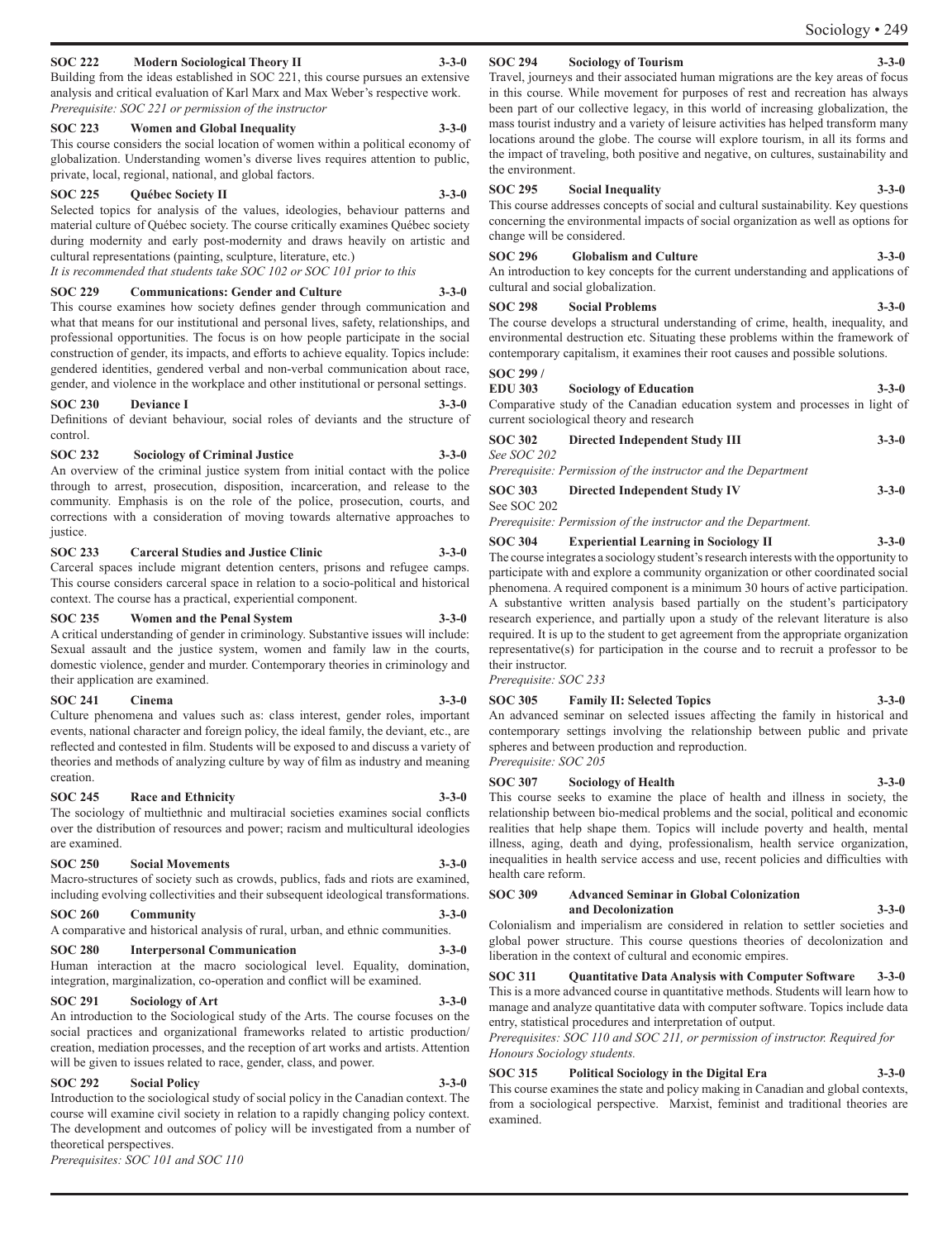**SOC 222 Modern Sociological Theory II 3-3-0**

Building from the ideas established in SOC 221, this course pursues an extensive analysis and critical evaluation of Karl Marx and Max Weber's respective work.

*Prerequisite: SOC 221 or permission of the instructor*

**SOC 223 Women and Global Inequality 3-3-0**

This course considers the social location of women within a political economy of globalization. Understanding women's diverse lives requires attention to public, private, local, regional, national, and global factors.

**SOC 225 Québec Society II 3-3-0**

Selected topics for analysis of the values, ideologies, behaviour patterns and material culture of Québec society. The course critically examines Québec society during modernity and early post-modernity and draws heavily on artistic and cultural representations (painting, sculpture, literature, etc.)

*It is recommended that students take SOC 102 or SOC 101 prior to this*

**SOC 229 Communications: Gender and Culture 3-3-0**

This course examines how society defines gender through communication and what that means for our institutional and personal lives, safety, relationships, and professional opportunities. The focus is on how people participate in the social construction of gender, its impacts, and efforts to achieve equality. Topics include: gendered identities, gendered verbal and non-verbal communication about race, gender, and violence in the workplace and other institutional or personal settings.

**SOC 230 Deviance I 3-3-0**

Definitions of deviant behaviour, social roles of deviants and the structure of control.

**SOC 232 Sociology of Criminal Justice 3-3-0**

An overview of the criminal justice system from initial contact with the police through to arrest, prosecution, disposition, incarceration, and release to the community. Emphasis is on the role of the police, prosecution, courts, and corrections with a consideration of moving towards alternative approaches to justice.

**SOC 233 Carceral Studies and Justice Clinic 3-3-0**

Carceral spaces include migrant detention centers, prisons and refugee camps. This course considers carceral space in relation to a socio-political and historical context. The course has a practical, experiential component.

**SOC 235 Women and the Penal System 3-3-0**

A critical understanding of gender in criminology. Substantive issues will include: Sexual assault and the justice system, women and family law in the courts, domestic violence, gender and murder. Contemporary theories in criminology and their application are examined.

**SOC 241 Cinema 3-3-0**

Culture phenomena and values such as: class interest, gender roles, important events, national character and foreign policy, the ideal family, the deviant, etc., are reflected and contested in film. Students will be exposed to and discuss a variety of theories and methods of analyzing culture by way of film as industry and meaning creation.

**SOC 245 Race and Ethnicity 3-3-0**

The sociology of multiethnic and multiracial societies examines social conflicts over the distribution of resources and power; racism and multicultural ideologies are examined.

**SOC 250 Social Movements 3-3-0**

Macro-structures of society such as crowds, publics, fads and riots are examined, including evolving collectivities and their subsequent ideological transformations.

**SOC 260 Community 3-3-0**

A comparative and historical analysis of rural, urban, and ethnic communities.

**SOC 280 Interpersonal Communication 3-3-0**

Human interaction at the macro sociological level. Equality, domination, integration, marginalization, co-operation and conflict will be examined.

**SOC 291 Sociology of Art 3-3-0**

An introduction to the Sociological study of the Arts. The course focuses on the social practices and organizational frameworks related to artistic production/creation, mediation processes, and the reception of art works and artists. Attention will be given to issues related to race, gender, class, and power.

**SOC 292 Social Policy 3-3-0**

Introduction to the sociological study of social policy in the Canadian context. The course will examine civil society in relation to a rapidly changing policy context. The development and outcomes of policy will be investigated from a number of theoretical perspectives.

*Prerequisites: SOC 101 and SOC 110*

**SOC 294 Sociology of Tourism 3-3-0**

Travel, journeys and their associated human migrations are the key areas of focus in this course. While movement for purposes of rest and recreation has always been part of our collective legacy, in this world of increasing globalization, the mass tourist industry and a variety of leisure activities has helped transform many locations around the globe. The course will explore tourism, in all its forms and the impact of traveling, both positive and negative, on cultures, sustainability and the environment.

**SOC 295 Social Inequality 3-3-0**

This course addresses concepts of social and cultural sustainability. Key questions concerning the environmental impacts of social organization as well as options for change will be considered.

**SOC 296 Globalism and Culture 3-3-0**

An introduction to key concepts for the current understanding and applications of cultural and social globalization.

**SOC 298 Social Problems 3-3-0**

The course develops a structural understanding of crime, health, inequality, and environmental destruction etc. Situating these problems within the framework of contemporary capitalism, it examines their root causes and possible solutions.

**SOC 299 / EDU 303 Sociology of Education 3-3-0**

Comparative study of the Canadian education system and processes in light of current sociological theory and research

**SOC 302 Directed Independent Study III 3-3-0**

*See SOC 202*

*Prerequisite: Permission of the instructor and the Department*

**SOC 303 Directed Independent Study IV 3-3-0**

See SOC 202

*Prerequisite: Permission of the instructor and the Department.*

**SOC 304 Experiential Learning in Sociology II 3-3-0**

The course integrates a sociology student's research interests with the opportunity to participate with and explore a community organization or other coordinated social phenomena. A required component is a minimum 30 hours of active participation. A substantive written analysis based partially on the student's participatory research experience, and partially upon a study of the relevant literature is also required. It is up to the student to get agreement from the appropriate organization representative(s) for participation in the course and to recruit a professor to be their instructor.

*Prerequisite: SOC 233*

**SOC 305 Family II: Selected Topics 3-3-0**

An advanced seminar on selected issues affecting the family in historical and contemporary settings involving the relationship between public and private spheres and between production and reproduction.

*Prerequisite: SOC 205*

**SOC 307 Sociology of Health 3-3-0**

This course seeks to examine the place of health and illness in society, the relationship between bio-medical problems and the social, political and economic realities that help shape them. Topics will include poverty and health, mental illness, aging, death and dying, professionalism, health service organization, inequalities in health service access and use, recent policies and difficulties with health care reform.

**SOC 309 Advanced Seminar in Global Colonization and Decolonization 3-3-0**

Colonialism and imperialism are considered in relation to settler societies and global power structure. This course questions theories of decolonization and liberation in the context of cultural and economic empires.

**SOC 311 Quantitative Data Analysis with Computer Software 3-3-0**

This is a more advanced course in quantitative methods. Students will learn how to manage and analyze quantitative data with computer software. Topics include data entry, statistical procedures and interpretation of output.

*Prerequisites: SOC 110 and SOC 211, or permission of instructor. Required for Honours Sociology students.*

**SOC 315 Political Sociology in the Digital Era 3-3-0**

This course examines the state and policy making in Canadian and global contexts, from a sociological perspective. Marxist, feminist and traditional theories are examined.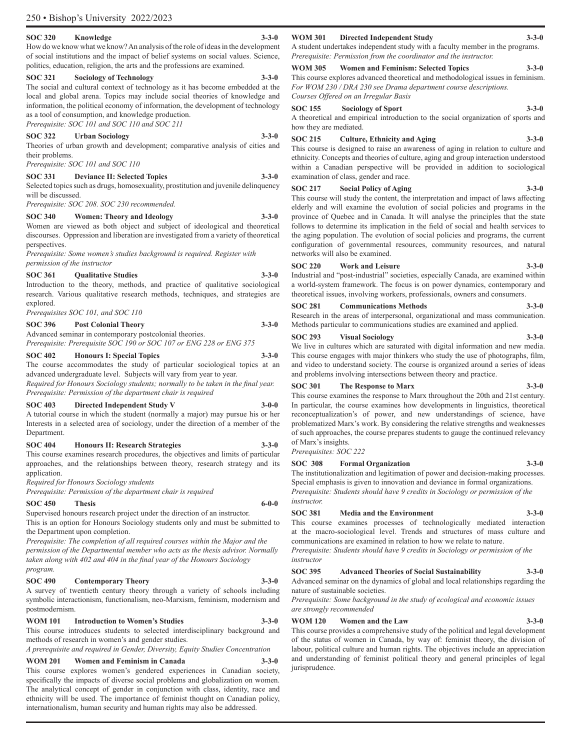**SOC 320 Knowledge 3-3-0**
How do we know what we know? An analysis of the role of ideas in the development of social institutions and the impact of belief systems on social values. Science, politics, education, religion, the arts and the professions are examined.

**SOC 321 Sociology of Technology 3-3-0**
The social and cultural context of technology as it has become embedded at the local and global arena. Topics may include social theories of knowledge and information, the political economy of information, the development of technology as a tool of consumption, and knowledge production.
*Prerequisite: SOC 101 and SOC 110 and SOC 211*

**SOC 322 Urban Sociology 3-3-0**
Theories of urban growth and development; comparative analysis of cities and their problems.
*Prerequisite: SOC 101 and SOC 110*

**SOC 331 Deviance II: Selected Topics 3-3-0**
Selected topics such as drugs, homosexuality, prostitution and juvenile delinquency will be discussed.
*Prerequisite: SOC 208. SOC 230 recommended.*

**SOC 340 Women: Theory and Ideology 3-3-0**
Women are viewed as both object and subject of ideological and theoretical discourses. Oppression and liberation are investigated from a variety of theoretical perspectives.
*Prerequisite: Some women's studies background is required. Register with permission of the instructor*

**SOC 361 Qualitative Studies 3-3-0**
Introduction to the theory, methods, and practice of qualitative sociological research. Various qualitative research methods, techniques, and strategies are explored.
*Prerequisites SOC 101, and SOC 110*

**SOC 396 Post Colonial Theory 3-3-0**
Advanced seminar in contemporary postcolonial theories.
*Prerequisite: Prerequisite SOC 190 or SOC 107 or ENG 228 or ENG 375*

**SOC 402 Honours I: Special Topics 3-3-0**
The course accommodates the study of particular sociological topics at an advanced undergraduate level. Subjects will vary from year to year.
*Required for Honours Sociology students; normally to be taken in the final year.*
*Prerequisite: Permission of the department chair is required*

**SOC 403 Directed Independent Study V 3-0-0**
A tutorial course in which the student (normally a major) may pursue his or her Interests in a selected area of sociology, under the direction of a member of the Department.

**SOC 404 Honours II: Research Strategies 3-3-0**
This course examines research procedures, the objectives and limits of particular approaches, and the relationships between theory, research strategy and its application.
*Required for Honours Sociology students*
*Prerequisite: Permission of the department chair is required*

**SOC 450 Thesis 6-0-0**
Supervised honours research project under the direction of an instructor.
This is an option for Honours Sociology students only and must be submitted to the Department upon completion.
*Prerequisite: The completion of all required courses within the Major and the permission of the Departmental member who acts as the thesis advisor. Normally taken along with 402 and 404 in the final year of the Honours Sociology program.*

**SOC 490 Contemporary Theory 3-3-0**
A survey of twentieth century theory through a variety of schools including symbolic interactionism, functionalism, neo-Marxism, feminism, modernism and postmodernism.

**WOM 101 Introduction to Women's Studies 3-3-0**
This course introduces students to selected interdisciplinary background and methods of research in women's and gender studies.
*A prerequisite and required in Gender, Diversity, Equity Studies Concentration*

**WOM 201 Women and Feminism in Canada 3-3-0**
This course explores women's gendered experiences in Canadian society, specifically the impacts of diverse social problems and globalization on women. The analytical concept of gender in conjunction with class, identity, race and ethnicity will be used. The importance of feminist thought on Canadian policy, internationalism, human security and human rights may also be addressed.

**WOM 301 Directed Independent Study 3-3-0**
A student undertakes independent study with a faculty member in the programs.
*Prerequisite: Permission from the coordinator and the instructor.*

**WOM 305 Women and Feminism: Selected Topics 3-3-0**
This course explores advanced theoretical and methodological issues in feminism.
*For WOM 230 / DRA 230 see Drama department course descriptions.*
*Courses Offered on an Irregular Basis*

**SOC 155 Sociology of Sport 3-3-0**
A theoretical and empirical introduction to the social organization of sports and how they are mediated.

**SOC 215 Culture, Ethnicity and Aging 3-3-0**
This course is designed to raise an awareness of aging in relation to culture and ethnicity. Concepts and theories of culture, aging and group interaction understood within a Canadian perspective will be provided in addition to sociological examination of class, gender and race.

**SOC 217 Social Policy of Aging 3-3-0**
This course will study the content, the interpretation and impact of laws affecting elderly and will examine the evolution of social policies and programs in the province of Quebec and in Canada. It will analyse the principles that the state follows to determine its implication in the field of social and health services to the aging population. The evolution of social policies and programs, the current configuration of governmental resources, community resources, and natural networks will also be examined.

**SOC 220 Work and Leisure 3-3-0**
Industrial and "post-industrial" societies, especially Canada, are examined within a world-system framework. The focus is on power dynamics, contemporary and theoretical issues, involving workers, professionals, owners and consumers.

**SOC 281 Communications Methods 3-3-0**
Research in the areas of interpersonal, organizational and mass communication. Methods particular to communications studies are examined and applied.

**SOC 293 Visual Sociology 3-3-0**
We live in cultures which are saturated with digital information and new media. This course engages with major thinkers who study the use of photographs, film, and video to understand society. The course is organized around a series of ideas and problems involving intersections between theory and practice.

**SOC 301 The Response to Marx 3-3-0**
This course examines the response to Marx throughout the 20th and 21st century. In particular, the course examines how developments in linguistics, theoretical reconceptualization's of power, and new understandings of science, have problematized Marx's work. By considering the relative strengths and weaknesses of such approaches, the course prepares students to gauge the continued relevancy of Marx's insights.
*Prerequisites: SOC 222*

**SOC 308 Formal Organization 3-3-0**
The institutionalization and legitimation of power and decision-making processes. Special emphasis is given to innovation and deviance in formal organizations.
*Prerequisite: Students should have 9 credits in Sociology or permission of the instructor.*

**SOC 381 Media and the Environment 3-3-0**
This course examines processes of technologically mediated interaction at the macro-sociological level. Trends and structures of mass culture and communications are examined in relation to how we relate to nature.
*Prerequisite: Students should have 9 credits in Sociology or permission of the instructor*

**SOC 395 Advanced Theories of Social Sustainability 3-3-0**
Advanced seminar on the dynamics of global and local relationships regarding the nature of sustainable societies.
*Prerequisite: Some background in the study of ecological and economic issues are strongly recommended*

**WOM 120 Women and the Law 3-3-0**
This course provides a comprehensive study of the political and legal development of the status of women in Canada, by way of: feminist theory, the division of labour, political culture and human rights. The objectives include an appreciation and understanding of feminist political theory and general principles of legal jurisprudence.